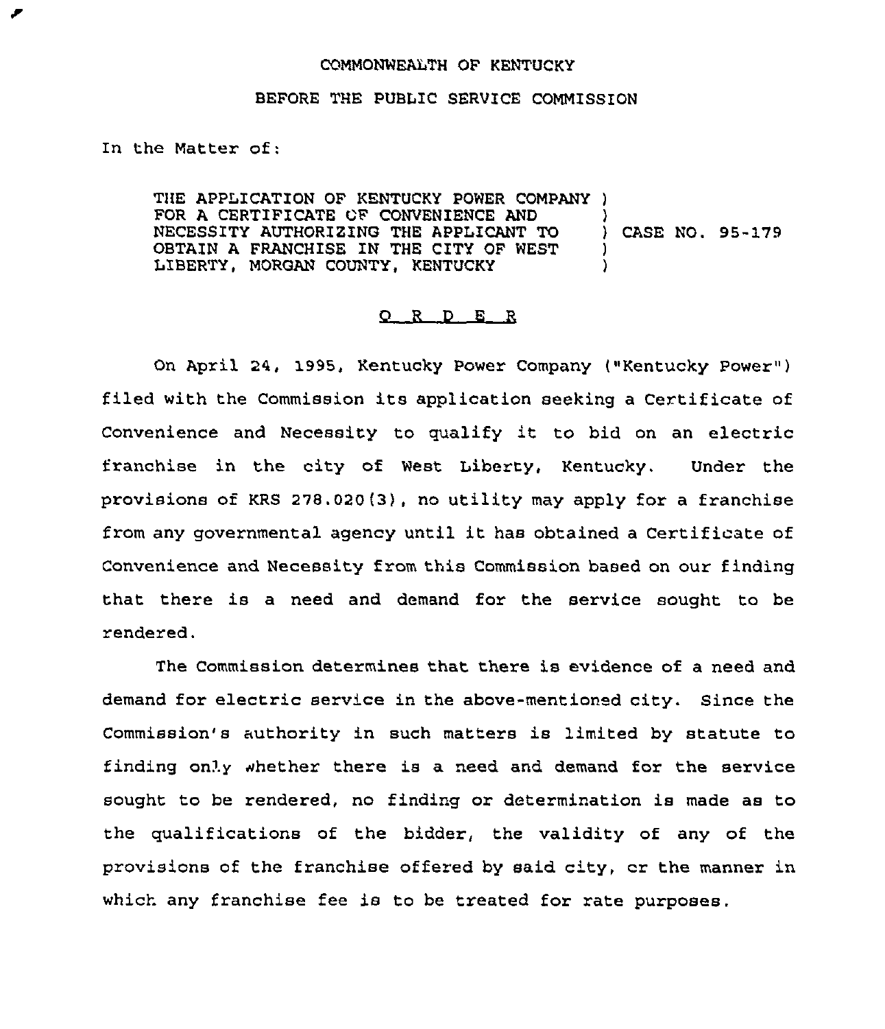COMMONWEALTH OF KENTUCKY

BEFORE THE PUBLIC SERVICE COMMISSION

In the Matter of:

THE APPLICATION OF KENTUCKY POWER COMPANY FOR A CERTIFICATE OF CONVENIENCE AND NECESSITY AUTHORIZING THE APPLICANT TO OBTAIN A FRANCHISE IN THE CITY OF WEST LIBERTY, MORGAN COUNTY, KENTUCKY ) CASE NO. 95-179

# O R D E R

On April 24, 1995, Kentucky Power Company ("Kentucky Power") filed with the Commission its application seeking a Certificate of Convenience and Necessity to qualify it to bid on an electric franchise in the city of West Liberty, Kentucky. Under the provisions of KRS 278.020(3), no utility may apply for a franchise from any governmental agency until it has obtained a Certificate of Convenience and Necessity from this Commission based on our finding that there is a need and demand for the service sought to be rendered.

The Commission determines that there is evidence of a need and demand for electric service in the above-mentioned city. Since the Commission's authority in such matters is limited by statute to finding only whether there is a need and demand for the service sought to be rendered, no finding or determination is made as to the qualifications of the bidder, the validity of any of the provisions of the franchise offered by said city, or the manner in which any franchise fee is to be treated for rate purposes.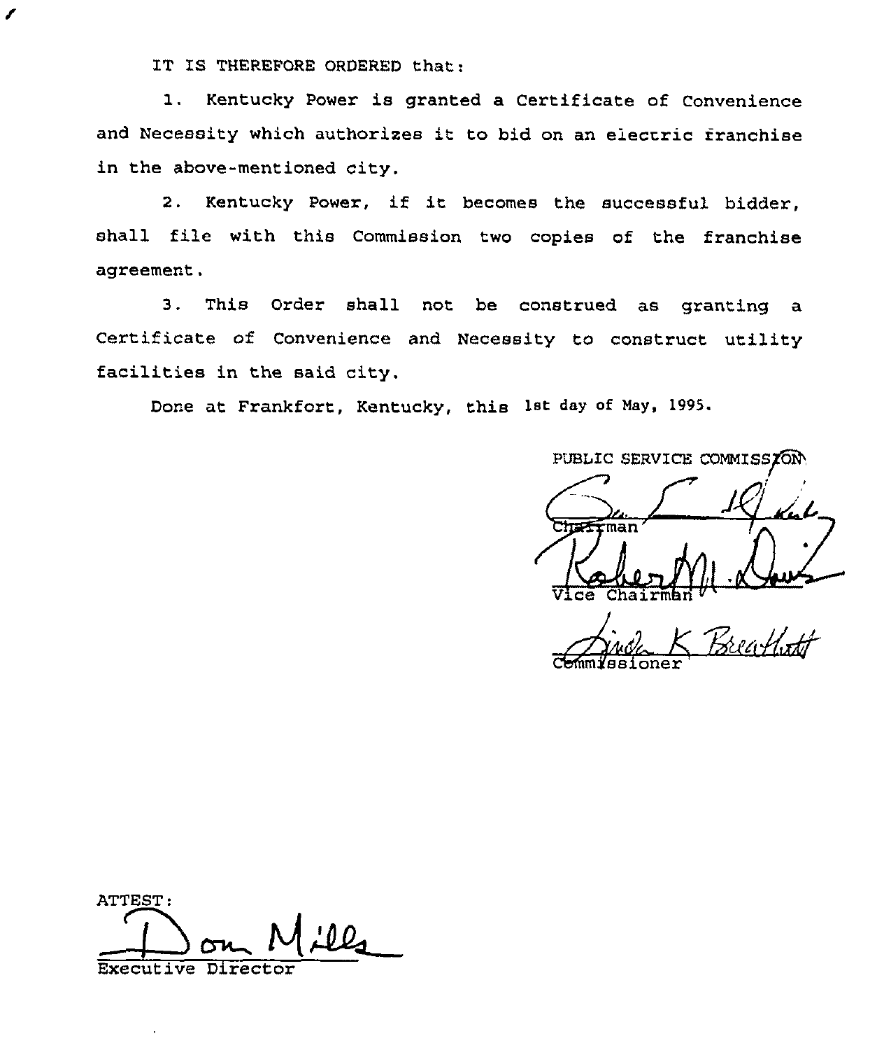IT IS THEREFORE ORDERED that:

1. Kentucky Power is granted a Certificate of Convenience and Necessity which authorizes it to bid on an electric franchise in the above-mentioned city.

2. Kentucky Power, if it becomes the successful bidder, shall file with this Commission two copies of the franchise agreement.

3. This Order shall not be construed as granting a Certificate of Convenience and Necessity to construct utility facilities in the said city.

Done at Frankfort, Kentucky, this 1st day of May, 1995.

PUBLIC SERVICE COMMISSION

Chairman

Vice Chairman

Commissioner

ATTEST:

Executive Director